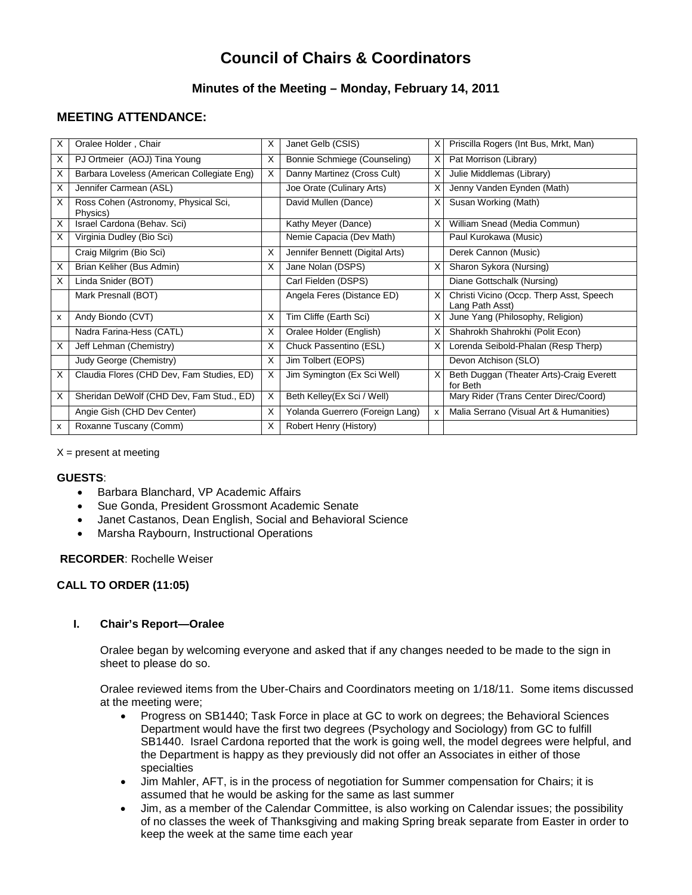# Council of Chairs & Coordinators

## Minutes of the Meeting – Monday, February 14, 2011

## MEETING ATTENDANCE:

| | | | | | |
|---|---|---|---|---|---|
| X | Oralee Holder , Chair | X | Janet Gelb (CSIS) | X | Priscilla Rogers (Int Bus, Mrkt, Man) |
| X | PJ Ortmeier (AOJ) Tina Young | X | Bonnie Schmiege (Counseling) | X | Pat Morrison (Library) |
| X | Barbara Loveless (American Collegiate Eng) | X | Danny Martinez (Cross Cult) | X | Julie Middlemas (Library) |
| X | Jennifer Carmean (ASL) | | Joe Orate (Culinary Arts) | X | Jenny Vanden Eynden (Math) |
| X | Ross Cohen (Astronomy, Physical Sci, Physics) | | David Mullen (Dance) | X | Susan Working (Math) |
| X | Israel Cardona (Behav. Sci) | | Kathy Meyer (Dance) | X | William Snead (Media Commun) |
| X | Virginia Dudley (Bio Sci) | | Nemie Capacia (Dev Math) | | Paul Kurokawa (Music) |
| | Craig Milgrim (Bio Sci) | X | Jennifer Bennett (Digital Arts) | | Derek Cannon (Music) |
| X | Brian Keliher (Bus Admin) | X | Jane Nolan (DSPS) | X | Sharon Sykora (Nursing) |
| X | Linda Snider (BOT) | | Carl Fielden (DSPS) | | Diane Gottschalk (Nursing) |
| | Mark Presnall (BOT) | | Angela Feres (Distance ED) | X | Christi Vicino (Occp. Therp Asst, Speech Lang Path Asst) |
| x | Andy Biondo (CVT) | X | Tim Cliffe (Earth Sci) | X | June Yang (Philosophy, Religion) |
| | Nadra Farina-Hess (CATL) | X | Oralee Holder (English) | X | Shahrokh Shahrokhi (Polit Econ) |
| X | Jeff Lehman (Chemistry) | X | Chuck Passentino (ESL) | X | Lorenda Seibold-Phalan (Resp Therp) |
| | Judy George (Chemistry) | X | Jim Tolbert (EOPS) | | Devon Atchison (SLO) |
| X | Claudia Flores (CHD Dev, Fam Studies, ED) | X | Jim Symington (Ex Sci Well) | X | Beth Duggan (Theater Arts)-Craig Everett for Beth |
| X | Sheridan DeWolf (CHD Dev, Fam Stud., ED) | X | Beth Kelley(Ex Sci / Well) | | Mary Rider (Trans Center Direc/Coord) |
| | Angie Gish (CHD Dev Center) | X | Yolanda Guerrero (Foreign Lang) | x | Malia Serrano (Visual Art & Humanities) |
| x | Roxanne Tuscany (Comm) | X | Robert Henry (History) | | |

X = present at meeting

**GUESTS**:

- Barbara Blanchard, VP Academic Affairs
- Sue Gonda, President Grossmont Academic Senate
- Janet Castanos, Dean English, Social and Behavioral Science
- Marsha Raybourn, Instructional Operations

**RECORDER**: Rochelle Weiser

**CALL TO ORDER (11:05)**

### I. Chair's Report—Oralee

Oralee began by welcoming everyone and asked that if any changes needed to be made to the sign in sheet to please do so.

Oralee reviewed items from the Uber-Chairs and Coordinators meeting on 1/18/11. Some items discussed at the meeting were;

- Progress on SB1440; Task Force in place at GC to work on degrees; the Behavioral Sciences Department would have the first two degrees (Psychology and Sociology) from GC to fulfill SB1440. Israel Cardona reported that the work is going well, the model degrees were helpful, and the Department is happy as they previously did not offer an Associates in either of those specialties
- Jim Mahler, AFT, is in the process of negotiation for Summer compensation for Chairs; it is assumed that he would be asking for the same as last summer
- Jim, as a member of the Calendar Committee, is also working on Calendar issues; the possibility of no classes the week of Thanksgiving and making Spring break separate from Easter in order to keep the week at the same time each year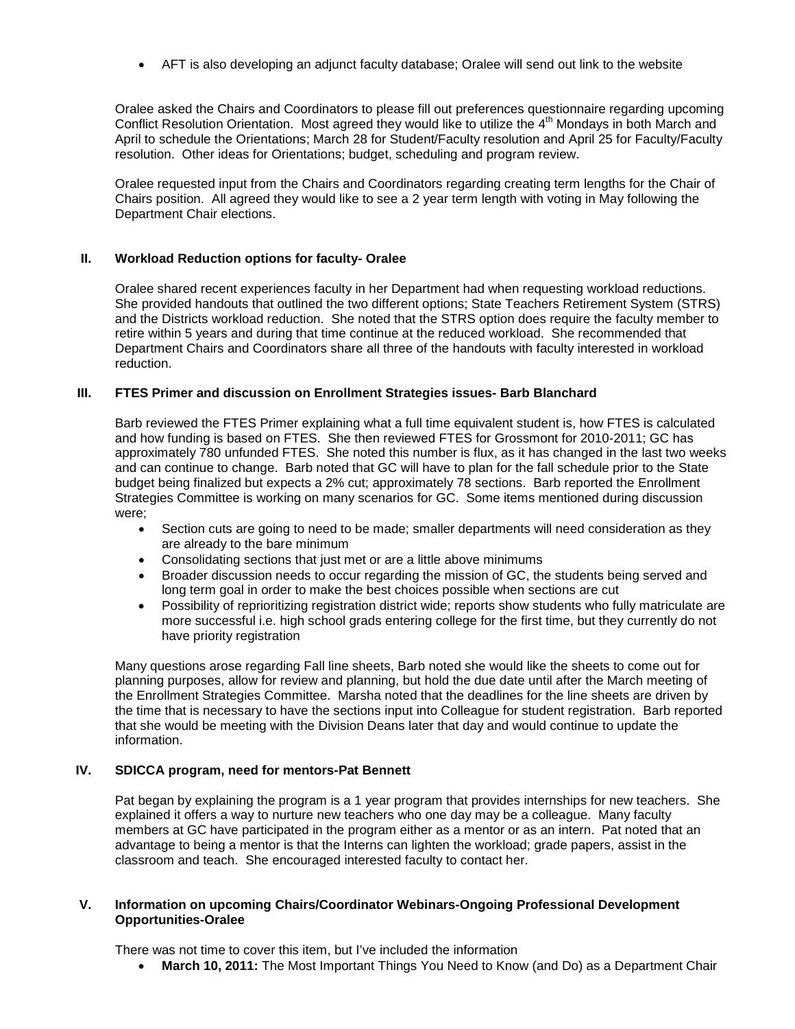- AFT is also developing an adjunct faculty database; Oralee will send out link to the website

Oralee asked the Chairs and Coordinators to please fill out preferences questionnaire regarding upcoming Conflict Resolution Orientation. Most agreed they would like to utilize the 4th Mondays in both March and April to schedule the Orientations; March 28 for Student/Faculty resolution and April 25 for Faculty/Faculty resolution. Other ideas for Orientations; budget, scheduling and program review.

Oralee requested input from the Chairs and Coordinators regarding creating term lengths for the Chair of Chairs position. All agreed they would like to see a 2 year term length with voting in May following the Department Chair elections.

## II. Workload Reduction options for faculty- Oralee

Oralee shared recent experiences faculty in her Department had when requesting workload reductions. She provided handouts that outlined the two different options; State Teachers Retirement System (STRS) and the Districts workload reduction. She noted that the STRS option does require the faculty member to retire within 5 years and during that time continue at the reduced workload. She recommended that Department Chairs and Coordinators share all three of the handouts with faculty interested in workload reduction.

## III. FTES Primer and discussion on Enrollment Strategies issues- Barb Blanchard

Barb reviewed the FTES Primer explaining what a full time equivalent student is, how FTES is calculated and how funding is based on FTES. She then reviewed FTES for Grossmont for 2010-2011; GC has approximately 780 unfunded FTES. She noted this number is flux, as it has changed in the last two weeks and can continue to change. Barb noted that GC will have to plan for the fall schedule prior to the State budget being finalized but expects a 2% cut; approximately 78 sections. Barb reported the Enrollment Strategies Committee is working on many scenarios for GC. Some items mentioned during discussion were;

- Section cuts are going to need to be made; smaller departments will need consideration as they are already to the bare minimum
- Consolidating sections that just met or are a little above minimums
- Broader discussion needs to occur regarding the mission of GC, the students being served and long term goal in order to make the best choices possible when sections are cut
- Possibility of reprioritizing registration district wide; reports show students who fully matriculate are more successful i.e. high school grads entering college for the first time, but they currently do not have priority registration

Many questions arose regarding Fall line sheets, Barb noted she would like the sheets to come out for planning purposes, allow for review and planning, but hold the due date until after the March meeting of the Enrollment Strategies Committee. Marsha noted that the deadlines for the line sheets are driven by the time that is necessary to have the sections input into Colleague for student registration. Barb reported that she would be meeting with the Division Deans later that day and would continue to update the information.

## IV. SDICCA program, need for mentors-Pat Bennett

Pat began by explaining the program is a 1 year program that provides internships for new teachers. She explained it offers a way to nurture new teachers who one day may be a colleague. Many faculty members at GC have participated in the program either as a mentor or as an intern. Pat noted that an advantage to being a mentor is that the Interns can lighten the workload; grade papers, assist in the classroom and teach. She encouraged interested faculty to contact her.

## V. Information on upcoming Chairs/Coordinator Webinars-Ongoing Professional Development Opportunities-Oralee

There was not time to cover this item, but I've included the information

- **March 10, 2011:** The Most Important Things You Need to Know (and Do) as a Department Chair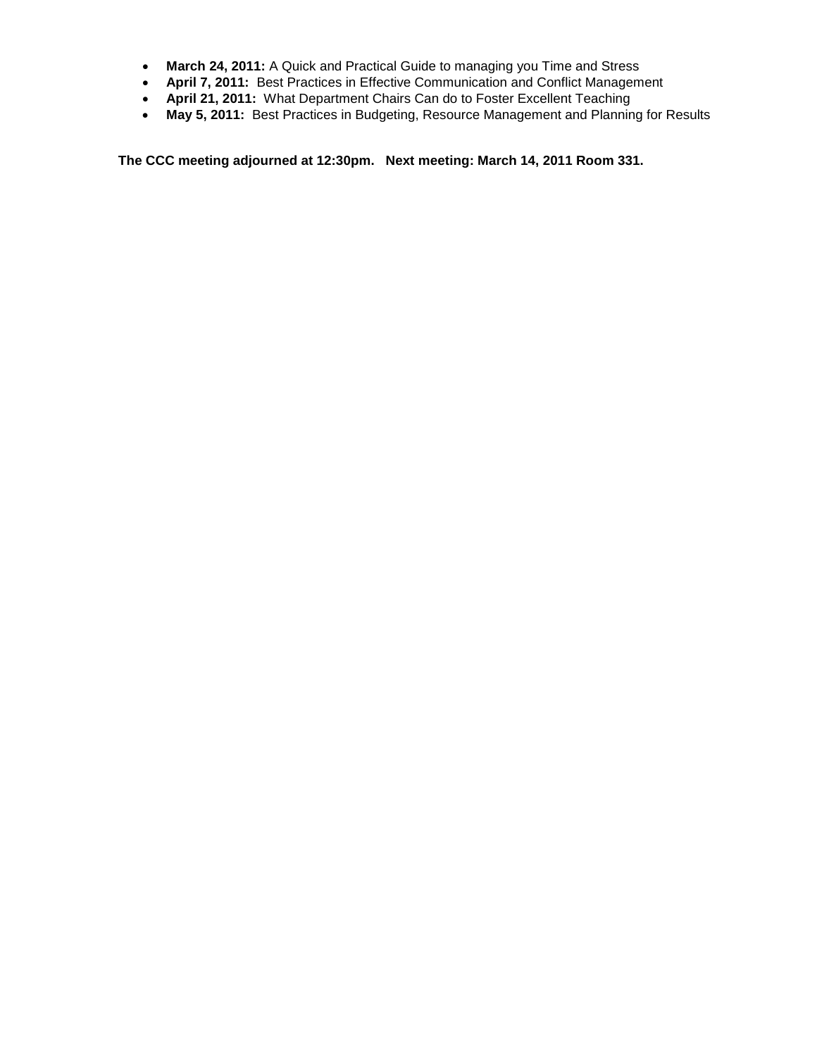- **March 24, 2011:** A Quick and Practical Guide to managing you Time and Stress
- **April 7, 2011:** Best Practices in Effective Communication and Conflict Management
- **April 21, 2011:** What Department Chairs Can do to Foster Excellent Teaching
- **May 5, 2011:** Best Practices in Budgeting, Resource Management and Planning for Results

**The CCC meeting adjourned at 12:30pm. Next meeting: March 14, 2011 Room 331.**